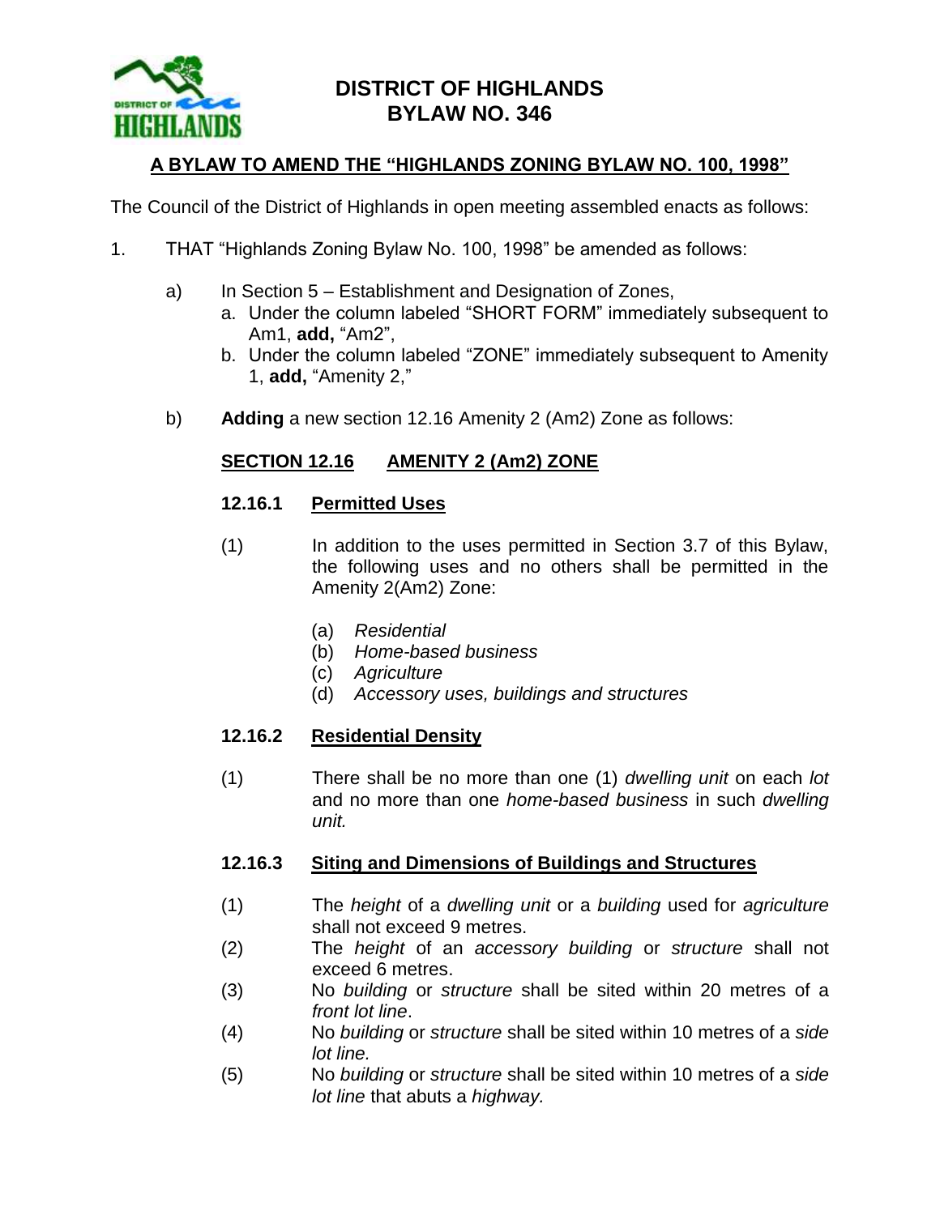# DISTRICT OF HIGHLANDS
# BYLAW NO. 346

## A BYLAW TO AMEND THE "HIGHLANDS ZONING BYLAW NO. 100, 1998"

The Council of the District of Highlands in open meeting assembled enacts as follows:

1. THAT "Highlands Zoning Bylaw No. 100, 1998" be amended as follows:

   a) In Section 5 – Establishment and Designation of Zones,
      a. Under the column labeled "SHORT FORM" immediately subsequent to Am1, **add,** "Am2",
      b. Under the column labeled "ZONE" immediately subsequent to Amenity 1, **add,** "Amenity 2,"

   b) **Adding** a new section 12.16 Amenity 2 (Am2) Zone as follows:

### SECTION 12.16 AMENITY 2 (Am2) ZONE

#### 12.16.1 Permitted Uses

(1) In addition to the uses permitted in Section 3.7 of this Bylaw, the following uses and no others shall be permitted in the Amenity 2(Am2) Zone:

   (a) *Residential*
   (b) *Home-based business*
   (c) *Agriculture*
   (d) *Accessory uses, buildings and structures*

#### 12.16.2 Residential Density

(1) There shall be no more than one (1) *dwelling unit* on each *lot* and no more than one *home-based business* in such *dwelling unit.*

#### 12.16.3 Siting and Dimensions of Buildings and Structures

(1) The *height* of a *dwelling unit* or a *building* used for *agriculture* shall not exceed 9 metres.

(2) The *height* of an *accessory building* or *structure* shall not exceed 6 metres.

(3) No *building* or *structure* shall be sited within 20 metres of a *front lot line*.

(4) No *building* or *structure* shall be sited within 10 metres of a *side lot line.*

(5) No *building* or *structure* shall be sited within 10 metres of a *side lot line* that abuts a *highway.*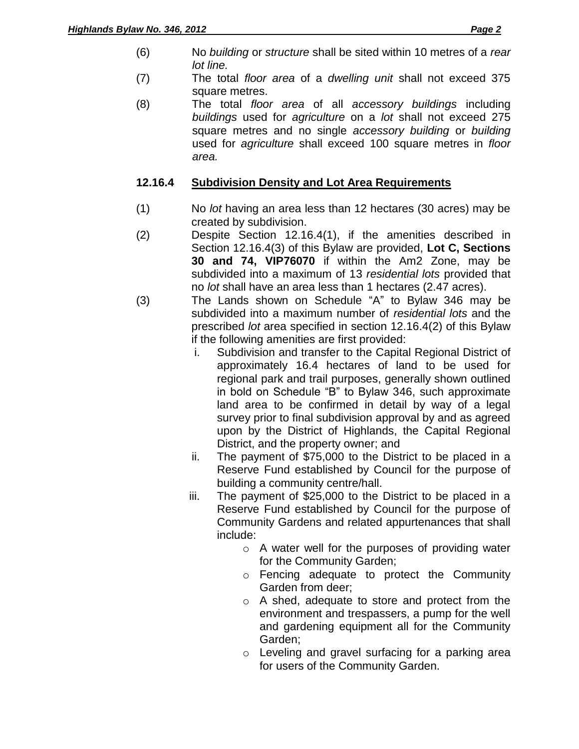(6) No *building* or *structure* shall be sited within 10 metres of a *rear lot line.*

(7) The total *floor area* of a *dwelling unit* shall not exceed 375 square metres.

(8) The total *floor area* of all *accessory buildings* including *buildings* used for *agriculture* on a *lot* shall not exceed 275 square metres and no single *accessory building* or *building* used for *agriculture* shall exceed 100 square metres in *floor area.*

### 12.16.4 Subdivision Density and Lot Area Requirements

(1) No *lot* having an area less than 12 hectares (30 acres) may be created by subdivision.

(2) Despite Section 12.16.4(1), if the amenities described in Section 12.16.4(3) of this Bylaw are provided, **Lot C, Sections 30 and 74, VIP76070** if within the Am2 Zone, may be subdivided into a maximum of 13 *residential lots* provided that no *lot* shall have an area less than 1 hectares (2.47 acres).

(3) The Lands shown on Schedule "A" to Bylaw 346 may be subdivided into a maximum number of *residential lots* and the prescribed *lot* area specified in section 12.16.4(2) of this Bylaw if the following amenities are first provided:

   i. Subdivision and transfer to the Capital Regional District of approximately 16.4 hectares of land to be used for regional park and trail purposes, generally shown outlined in bold on Schedule "B" to Bylaw 346, such approximate land area to be confirmed in detail by way of a legal survey prior to final subdivision approval by and as agreed upon by the District of Highlands, the Capital Regional District, and the property owner; and

   ii. The payment of $75,000 to the District to be placed in a Reserve Fund established by Council for the purpose of building a community centre/hall.

   iii. The payment of $25,000 to the District to be placed in a Reserve Fund established by Council for the purpose of Community Gardens and related appurtenances that shall include:

      - A water well for the purposes of providing water for the Community Garden;
      - Fencing adequate to protect the Community Garden from deer;
      - A shed, adequate to store and protect from the environment and trespassers, a pump for the well and gardening equipment all for the Community Garden;
      - Leveling and gravel surfacing for a parking area for users of the Community Garden.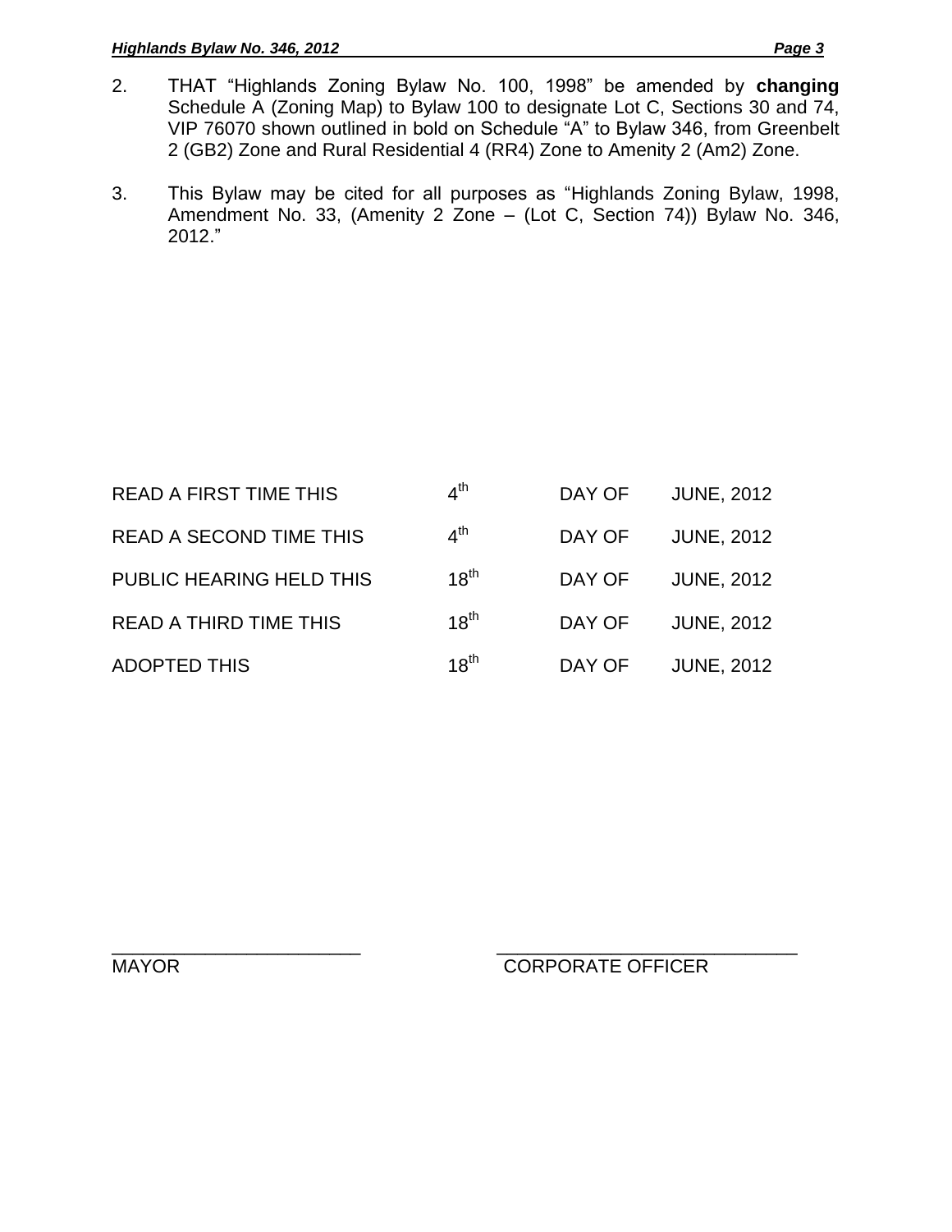2. THAT "Highlands Zoning Bylaw No. 100, 1998" be amended by **changing** Schedule A (Zoning Map) to Bylaw 100 to designate Lot C, Sections 30 and 74, VIP 76070 shown outlined in bold on Schedule "A" to Bylaw 346, from Greenbelt 2 (GB2) Zone and Rural Residential 4 (RR4) Zone to Amenity 2 (Am2) Zone.

3. This Bylaw may be cited for all purposes as "Highlands Zoning Bylaw, 1998, Amendment No. 33, (Amenity 2 Zone – (Lot C, Section 74)) Bylaw No. 346, 2012."

| | | | |
|---|---|---|---|
| READ A FIRST TIME THIS | 4th | DAY OF | JUNE, 2012 |
| READ A SECOND TIME THIS | 4th | DAY OF | JUNE, 2012 |
| PUBLIC HEARING HELD THIS | 18th | DAY OF | JUNE, 2012 |
| READ A THIRD TIME THIS | 18th | DAY OF | JUNE, 2012 |
| ADOPTED THIS | 18th | DAY OF | JUNE, 2012 |

\_\_\_\_\_\_\_\_\_\_\_\_\_\_\_\_\_\_\_\_\_\_\_\_\_\_\_\_
MAYOR

\_\_\_\_\_\_\_\_\_\_\_\_\_\_\_\_\_\_\_\_\_\_\_\_\_\_\_\_
CORPORATE OFFICER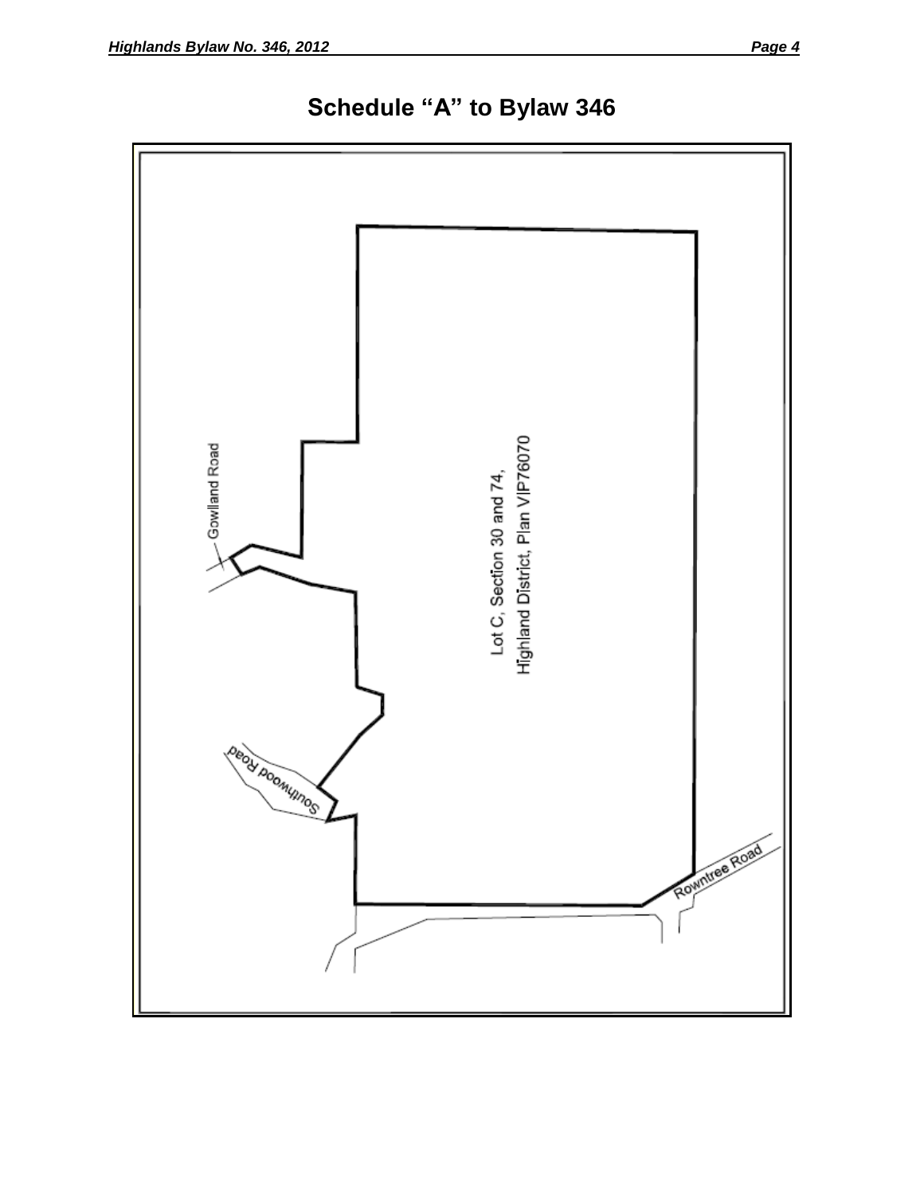# Schedule "A" to Bylaw 346

Gowlland Road

Lot C, Section 30 and 74, Highland District, Plan VIP76070

Southwood Road

Rowntree Road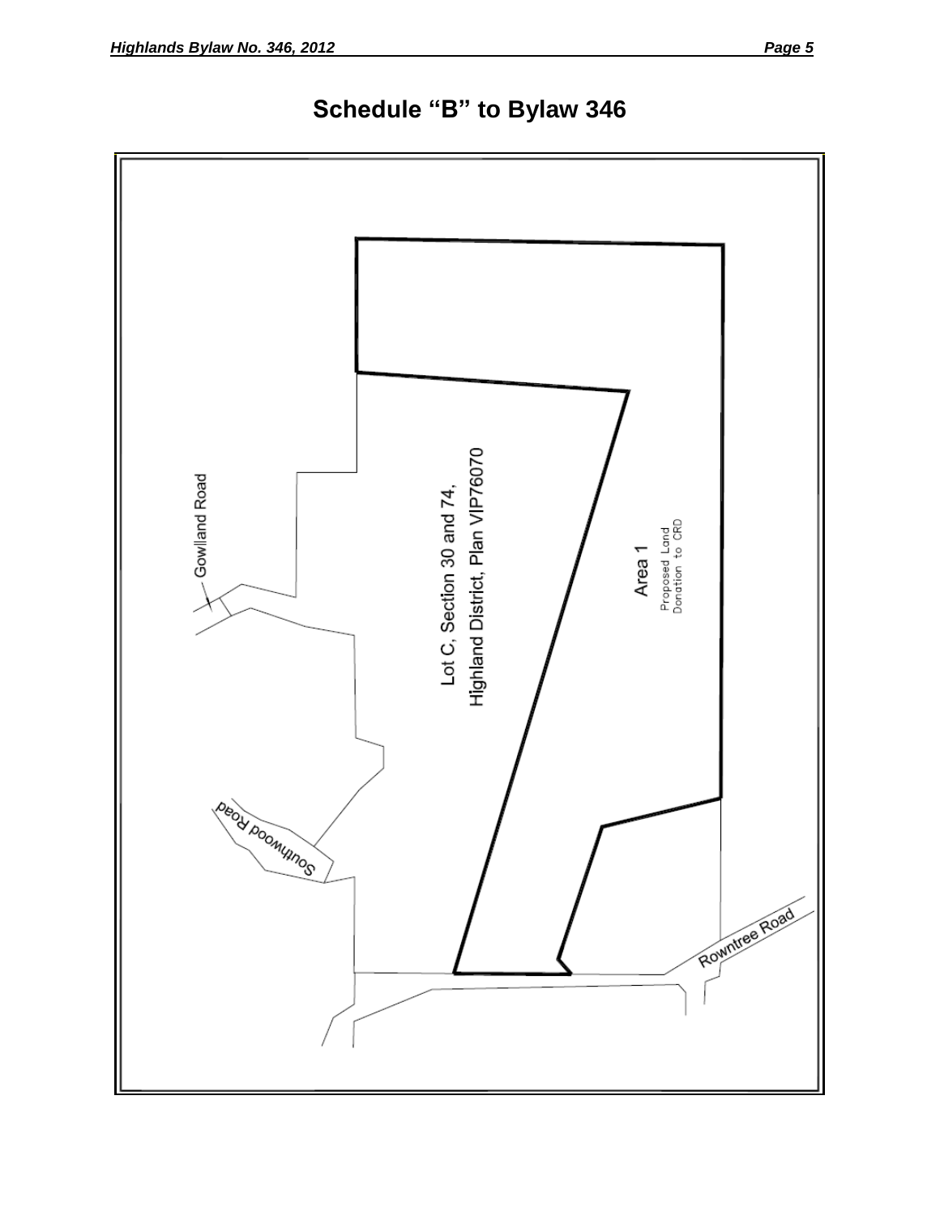# Schedule "B" to Bylaw 346

Gowland Road

Lot C, Section 30 and 74,
Highland District, Plan VIP76070

Area 1
Proposed Land
Donation to CRD

Southwood Road

Rowntree Road